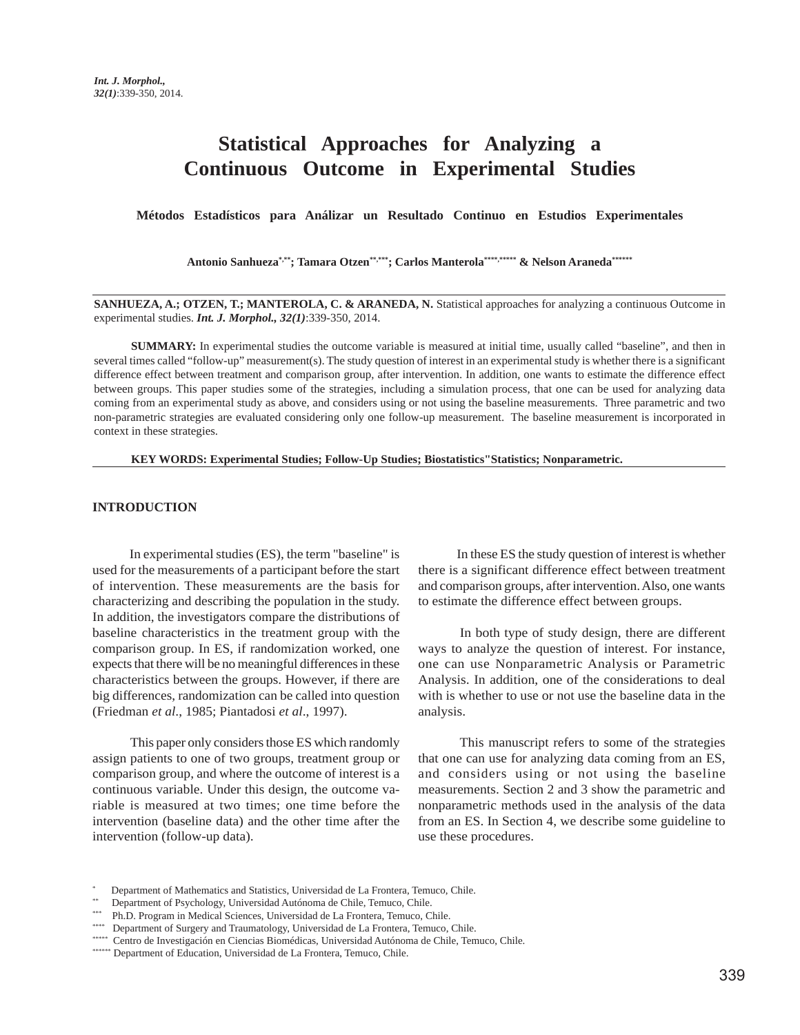# Statistical Approaches for Analyzing a Continuous Outcome in Experimental Studies

**Métodos Estadísticos para Análizar un Resultado Continuo en Estudios Experimentales**

**Antonio Sanhueza[\*,\*\*]; Tamara Otzen[\*\*,\*\*\*]; Carlos Manterola[\*\*\*\*,\*\*\*\*\*] & Nelson Araneda[\*\*\*\*\*\*]**

---

**SANHUEZA, A.; OTZEN, T.; MANTEROLA, C. & ARANEDA, N.** Statistical approaches for analyzing a continuous Outcome in experimental studies. ***Int. J. Morphol., 32(1)***:339-350, 2014.

**SUMMARY:** In experimental studies the outcome variable is measured at initial time, usually called "baseline", and then in several times called "follow-up" measurement(s). The study question of interest in an experimental study is whether there is a significant difference effect between treatment and comparison group, after intervention. In addition, one wants to estimate the difference effect between groups. This paper studies some of the strategies, including a simulation process, that one can be used for analyzing data coming from an experimental study as above, and considers using or not using the baseline measurements. Three parametric and two non-parametric strategies are evaluated considering only one follow-up measurement. The baseline measurement is incorporated in context in these strategies.

**KEY WORDS: Experimental Studies; Follow-Up Studies; Biostatistics"Statistics; Nonparametric.**

---

## INTRODUCTION

In experimental studies (ES), the term "baseline" is used for the measurements of a participant before the start of intervention. These measurements are the basis for characterizing and describing the population in the study. In addition, the investigators compare the distributions of baseline characteristics in the treatment group with the comparison group. In ES, if randomization worked, one expects that there will be no meaningful differences in these characteristics between the groups. However, if there are big differences, randomization can be called into question (Friedman *et al*., 1985; Piantadosi *et al*., 1997).

This paper only considers those ES which randomly assign patients to one of two groups, treatment group or comparison group, and where the outcome of interest is a continuous variable. Under this design, the outcome variable is measured at two times; one time before the intervention (baseline data) and the other time after the intervention (follow-up data).

In these ES the study question of interest is whether there is a significant difference effect between treatment and comparison groups, after intervention. Also, one wants to estimate the difference effect between groups.

In both type of study design, there are different ways to analyze the question of interest. For instance, one can use Nonparametric Analysis or Parametric Analysis. In addition, one of the considerations to deal with is whether to use or not use the baseline data in the analysis.

This manuscript refers to some of the strategies that one can use for analyzing data coming from an ES, and considers using or not using the baseline measurements. Section 2 and 3 show the parametric and nonparametric methods used in the analysis of the data from an ES. In Section 4, we describe some guideline to use these procedures.

---

[\*] Department of Mathematics and Statistics, Universidad de La Frontera, Temuco, Chile.
[\*\*] Department of Psychology, Universidad Autónoma de Chile, Temuco, Chile.
[\*\*\*] Ph.D. Program in Medical Sciences, Universidad de La Frontera, Temuco, Chile.
[\*\*\*\*] Department of Surgery and Traumatology, Universidad de La Frontera, Temuco, Chile.
[\*\*\*\*\*] Centro de Investigación en Ciencias Biomédicas, Universidad Autónoma de Chile, Temuco, Chile.
[\*\*\*\*\*\*] Department of Education, Universidad de La Frontera, Temuco, Chile.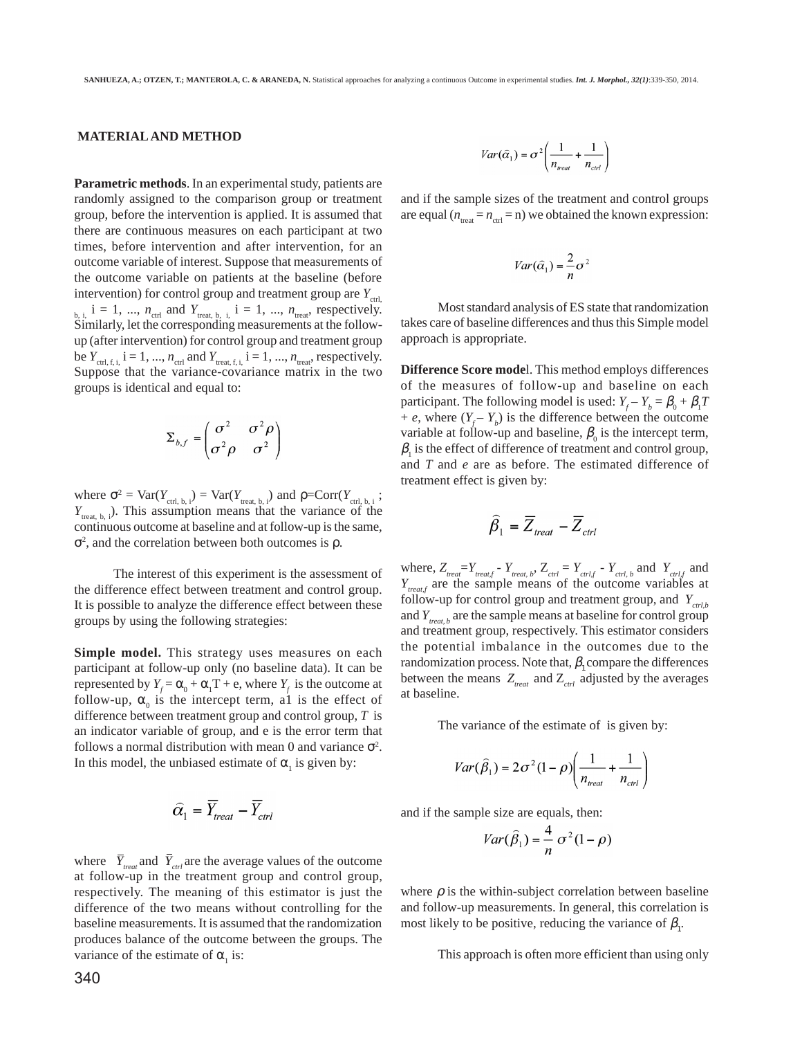## MATERIAL AND METHOD

**Parametric methods**. In an experimental study, patients are randomly assigned to the comparison group or treatment group, before the intervention is applied. It is assumed that there are continuous measures on each participant at two times, before intervention and after intervention, for an outcome variable of interest. Suppose that measurements of the outcome variable on patients at the baseline (before intervention) for control group and treatment group are $Y_{ctrl, b, i,}$ i = 1, ..., $n_{ctrl}$ and $Y_{treat, b, i,}$ i = 1, ..., $n_{treat}$, respectively. Similarly, let the corresponding measurements at the follow-up (after intervention) for control group and treatment group be $Y_{ctrl, f, i,}$ i = 1, ..., $n_{ctrl}$ and $Y_{treat, f, i,}$ i = 1, ..., $n_{treat}$, respectively. Suppose that the variance-covariance matrix in the two groups is identical and equal to:

$$\Sigma_{b,f} = \begin{pmatrix} \sigma^2 & \sigma^2\rho \\ \sigma^2\rho & \sigma^2 \end{pmatrix}$$

where $\sigma^2$ = Var($Y_{ctrl, b, i}$) = Var($Y_{treat, b, i}$) and $\rho$=Corr($Y_{ctrl, b, i}$ ; $Y_{treat, b, i}$). This assumption means that the variance of the continuous outcome at baseline and at follow-up is the same, $\sigma^2$, and the correlation between both outcomes is $\rho$.

The interest of this experiment is the assessment of the difference effect between treatment and control group. It is possible to analyze the difference effect between these groups by using the following strategies:

**Simple model.** This strategy uses measures on each participant at follow-up only (no baseline data). It can be represented by $Y_f = \alpha_0 + \alpha_1 T + e$, where $Y_f$ is the outcome at follow-up, $\alpha_0$ is the intercept term, a1 is the effect of difference between treatment group and control group, $T$ is an indicator variable of group, and e is the error term that follows a normal distribution with mean 0 and variance $\sigma^2$. In this model, the unbiased estimate of $\alpha_1$ is given by:

$$\hat{\alpha}_1 = \overline{Y}_{treat} - \overline{Y}_{ctrl}$$

where $\overline{Y}_{treat}$ and $\overline{Y}_{ctrl}$ are the average values of the outcome at follow-up in the treatment group and control group, respectively. The meaning of this estimator is just the difference of the two means without controlling for the baseline measurements. It is assumed that the randomization produces balance of the outcome between the groups. The variance of the estimate of $\alpha_1$ is:

$$Var(\hat{\alpha}_1) = \sigma^2\left(\frac{1}{n_{treat}} + \frac{1}{n_{ctrl}}\right)$$

and if the sample sizes of the treatment and control groups are equal ($n_{treat} = n_{ctrl}$ = n) we obtained the known expression:

$$Var(\hat{\alpha}_1) = \frac{2}{n}\sigma^2$$

Most standard analysis of ES state that randomization takes care of baseline differences and thus this Simple model approach is appropriate.

**Difference Score mode**l. This method employs differences of the measures of follow-up and baseline on each participant. The following model is used: $Y_f - Y_b = \beta_0 + \beta_1 T + e$, where ($Y_f - Y_b$) is the difference between the outcome variable at follow-up and baseline, $\beta_0$ is the intercept term, $\beta_1$ is the effect of difference of treatment and control group, and $T$ and $e$ are as before. The estimated difference of treatment effect is given by:

$$\hat{\beta}_1 = \overline{Z}_{treat} - \overline{Z}_{ctrl}$$

where, $Z_{treat}=Y_{treat,f}$ - $Y_{treat, b}$, $Z_{ctrl} = Y_{ctrl,f}$ - $Y_{ctrl, b}$ and $Y_{ctrl,f}$ and $Y_{treat,f}$ are the sample means of the outcome variables at follow-up for control group and treatment group, and $Y_{ctrl,b}$ and $Y_{treat, b}$ are the sample means at baseline for control group and treatment group, respectively. This estimator considers the potential imbalance in the outcomes due to the randomization process. Note that, $\beta_1$ compare the differences between the means $Z_{treat}$ and $Z_{ctrl}$ adjusted by the averages at baseline.

The variance of the estimate of is given by:

$$Var(\hat{\beta}_1) = 2\sigma^2(1-\rho)\left(\frac{1}{n_{treat}} + \frac{1}{n_{ctrl}}\right)$$

and if the sample size are equals, then:

$$Var(\hat{\beta}_1) = \frac{4}{n}\sigma^2(1-\rho)$$

where $\rho$ is the within-subject correlation between baseline and follow-up measurements. In general, this correlation is most likely to be positive, reducing the variance of $\beta_1$.

This approach is often more efficient than using only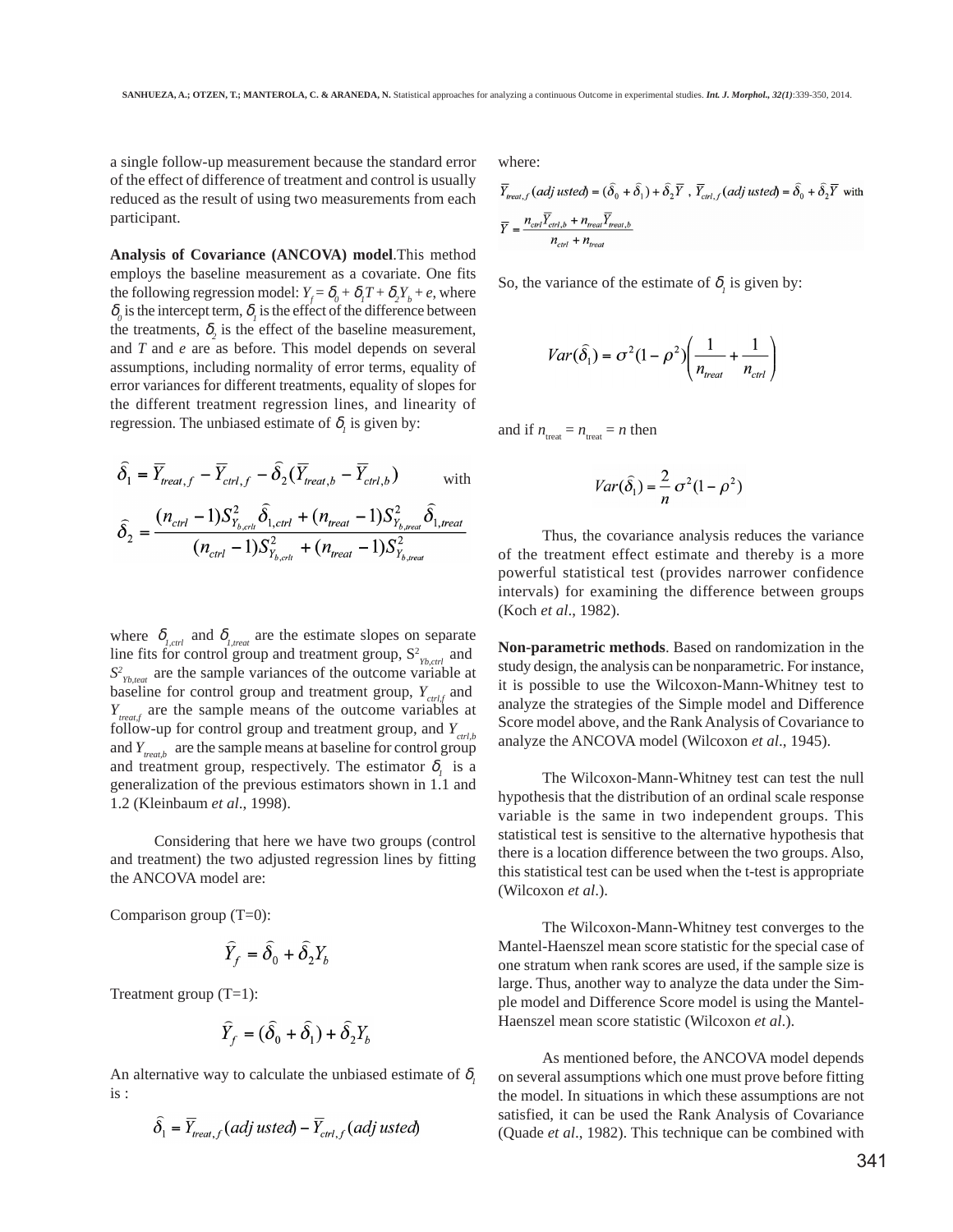a single follow-up measurement because the standard error of the effect of difference of treatment and control is usually reduced as the result of using two measurements from each participant.

**Analysis of Covariance (ANCOVA) model**.This method employs the baseline measurement as a covariate. One fits the following regression model: $Y_f = \delta_0 + \delta_1 T + \delta_2 Y_b + e$, where $\delta_0$ is the intercept term, $\delta_1$ is the effect of the difference between the treatments, $\delta_2$ is the effect of the baseline measurement, and $T$ and $e$ are as before. This model depends on several assumptions, including normality of error terms, equality of error variances for different treatments, equality of slopes for the different treatment regression lines, and linearity of regression. The unbiased estimate of $\delta_1$ is given by:

$$\hat{\delta}_1 = \overline{Y}_{treat,f} - \overline{Y}_{ctrl,f} - \hat{\delta}_2(\overline{Y}_{treat,b} - \overline{Y}_{ctrl,b}) \quad \text{with}$$

$$\hat{\delta}_2 = \frac{(n_{ctrl}-1)S^2_{Y_{b,crlt}}\hat{\delta}_{1,ctrl} + (n_{treat}-1)S^2_{Y_{b,treat}}\hat{\delta}_{1,treat}}{(n_{ctrl}-1)S^2_{Y_{b,crlt}} + (n_{treat}-1)S^2_{Y_{b,treat}}}$$

where $\delta_{1,ctrl}$ and $\delta_{1,treat}$ are the estimate slopes on separate line fits for control group and treatment group, $S^2_{Yb,ctrl}$ and $S^2_{Yb,teat}$ are the sample variances of the outcome variable at baseline for control group and treatment group, $Y_{ctrl,f}$ and $Y_{treat,f}$ are the sample means of the outcome variables at follow-up for control group and treatment group, and $Y_{ctrl,b}$ and $Y_{treat,b}$ are the sample means at baseline for control group and treatment group, respectively. The estimator $\delta_1$ is a generalization of the previous estimators shown in 1.1 and 1.2 (Kleinbaum *et al*., 1998).

Considering that here we have two groups (control and treatment) the two adjusted regression lines by fitting the ANCOVA model are:

Comparison group (T=0):

$$\hat{Y}_f = \hat{\delta}_0 + \hat{\delta}_2 Y_b$$

Treatment group (T=1):

$$\hat{Y}_f = (\hat{\delta}_0 + \hat{\delta}_1) + \hat{\delta}_2 Y_b$$

An alternative way to calculate the unbiased estimate of $\delta_1$ is :

$$\hat{\delta}_1 = \overline{Y}_{treat,f}(adjusted) - \overline{Y}_{ctrl,f}(adjusted)$$

where:

$$\overline{Y}_{treat,f}(adjusted) = (\hat{\delta}_0 + \hat{\delta}_1) + \hat{\delta}_2\overline{Y} \text{ , } \overline{Y}_{ctrl,f}(adjusted) = \hat{\delta}_0 + \hat{\delta}_2\overline{Y} \text{ with}$$

$$\overline{Y} = \frac{n_{ctrl}\overline{Y}_{ctrl,b} + n_{treat}\overline{Y}_{treat,b}}{n_{ctrl} + n_{treat}}$$

So, the variance of the estimate of $\delta_1$ is given by:

$$Var(\hat{\delta}_1) = \sigma^2(1-\rho^2)\left(\frac{1}{n_{treat}} + \frac{1}{n_{ctrl}}\right)$$

and if $n_{treat} = n_{treat} = n$ then

$$Var(\hat{\delta}_1) = \frac{2}{n}\sigma^2(1-\rho^2)$$

Thus, the covariance analysis reduces the variance of the treatment effect estimate and thereby is a more powerful statistical test (provides narrower confidence intervals) for examining the difference between groups (Koch *et al*., 1982).

**Non-parametric methods**. Based on randomization in the study design, the analysis can be nonparametric. For instance, it is possible to use the Wilcoxon-Mann-Whitney test to analyze the strategies of the Simple model and Difference Score model above, and the Rank Analysis of Covariance to analyze the ANCOVA model (Wilcoxon *et al*., 1945).

The Wilcoxon-Mann-Whitney test can test the null hypothesis that the distribution of an ordinal scale response variable is the same in two independent groups. This statistical test is sensitive to the alternative hypothesis that there is a location difference between the two groups. Also, this statistical test can be used when the t-test is appropriate (Wilcoxon *et al*.).

The Wilcoxon-Mann-Whitney test converges to the Mantel-Haenszel mean score statistic for the special case of one stratum when rank scores are used, if the sample size is large. Thus, another way to analyze the data under the Simple model and Difference Score model is using the Mantel-Haenszel mean score statistic (Wilcoxon *et al*.).

As mentioned before, the ANCOVA model depends on several assumptions which one must prove before fitting the model. In situations in which these assumptions are not satisfied, it can be used the Rank Analysis of Covariance (Quade *et al*., 1982). This technique can be combined with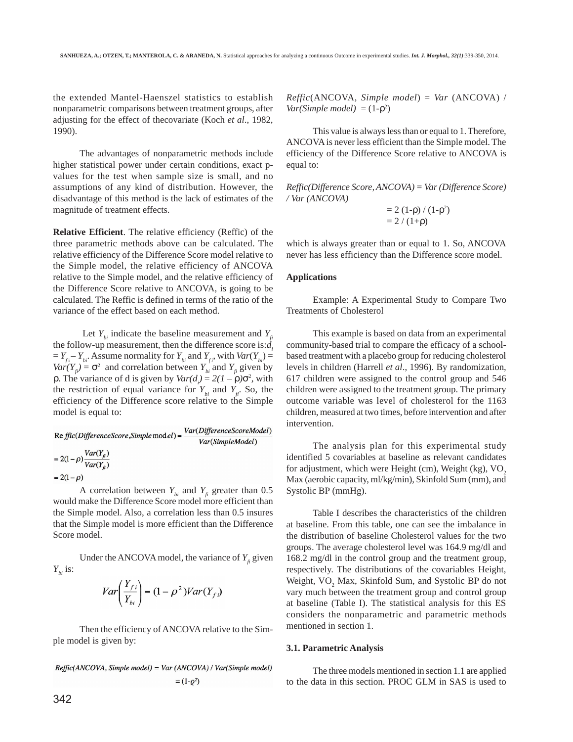the extended Mantel-Haenszel statistics to establish nonparametric comparisons between treatment groups, after adjusting for the effect of thecovariate (Koch *et al*., 1982, 1990).

The advantages of nonparametric methods include higher statistical power under certain conditions, exact p-values for the test when sample size is small, and no assumptions of any kind of distribution. However, the disadvantage of this method is the lack of estimates of the magnitude of treatment effects.

**Relative Efficient**. The relative efficiency (Reffic) of the three parametric methods above can be calculated. The relative efficiency of the Difference Score model relative to the Simple model, the relative efficiency of ANCOVA relative to the Simple model, and the relative efficiency of the Difference Score relative to ANCOVA, is going to be calculated. The Reffic is defined in terms of the ratio of the variance of the effect based on each method.

Let $Y_{bi}$ indicate the baseline measurement and $Y_{fi}$ the follow-up measurement, then the difference score is: $d_i = Y_{fi} - Y_{bi}$. Assume normality for $Y_{bi}$ and $Y_{fi}$, with $Var(Y_{bi}) = Var(Y_{fi}) = \sigma^2$ and correlation between $Y_{bi}$ and $Y_{fi}$ given by $\rho$. The variance of d is given by $Var(d_i) = 2(1 - \rho)\sigma^2$, with the restriction of equal variance for $Y_{bi}$ and $Y_{fi}$. So, the efficiency of the Difference score relative to the Simple model is equal to:

$$Reffic(DifferenceScore, Simple\ model) = \frac{Var(DifferenceScoreModel)}{Var(SimpleModel)}$$

$$= 2(1-\rho)\frac{Var(Y_{fi})}{Var(Y_{fi})}$$

$$= 2(1-\rho)$$

A correlation between $Y_{bi}$ and $Y_{fi}$ greater than 0.5 would make the Difference Score model more efficient than the Simple model. Also, a correlation less than 0.5 insures that the Simple model is more efficient than the Difference Score model.

Under the ANCOVA model, the variance of $Y_{fi}$ given $Y_{bi}$ is:

$$Var\left(\frac{Y_{fi}}{Y_{bi}}\right) = (1-\rho^2)Var(Y_{fi})$$

Then the efficiency of ANCOVA relative to the Simple model is given by:

$$Reffic(ANCOVA, Simple\ model) = Var\ (ANCOVA)\ /\ Var(Simple\ model)$$
$$= (1-\rho^2)$$

$Reffic$(ANCOVA, $Simple\ model$) = $Var$ (ANCOVA) / $Var(Simple\ model)$ = $(1-\rho^2)$

This value is always less than or equal to 1. Therefore, ANCOVA is never less efficient than the Simple model. The efficiency of the Difference Score relative to ANCOVA is equal to:

*Reffic(Difference Score, ANCOVA) = Var (Difference Score) / Var (ANCOVA)*

$$= 2\,(1-\rho)\ /\ (1-\rho^2)$$
$$= 2\ /\ (1+\rho)$$

which is always greater than or equal to 1. So, ANCOVA never has less efficiency than the Difference score model.

**Applications**

Example: A Experimental Study to Compare Two Treatments of Cholesterol

This example is based on data from an experimental community-based trial to compare the efficacy of a school-based treatment with a placebo group for reducing cholesterol levels in children (Harrell *et al*., 1996). By randomization, 617 children were assigned to the control group and 546 children were assigned to the treatment group. The primary outcome variable was level of cholesterol for the 1163 children, measured at two times, before intervention and after intervention.

The analysis plan for this experimental study identified 5 covariables at baseline as relevant candidates for adjustment, which were Height (cm), Weight (kg), $VO_2$ Max (aerobic capacity, ml/kg/min), Skinfold Sum (mm), and Systolic BP (mmHg).

Table I describes the characteristics of the children at baseline. From this table, one can see the imbalance in the distribution of baseline Cholesterol values for the two groups. The average cholesterol level was 164.9 mg/dl and 168.2 mg/dl in the control group and the treatment group, respectively. The distributions of the covariables Height, Weight, $VO_2$ Max, Skinfold Sum, and Systolic BP do not vary much between the treatment group and control group at baseline (Table I). The statistical analysis for this ES considers the nonparametric and parametric methods mentioned in section 1.

**3.1. Parametric Analysis**

The three models mentioned in section 1.1 are applied to the data in this section. PROC GLM in SAS is used to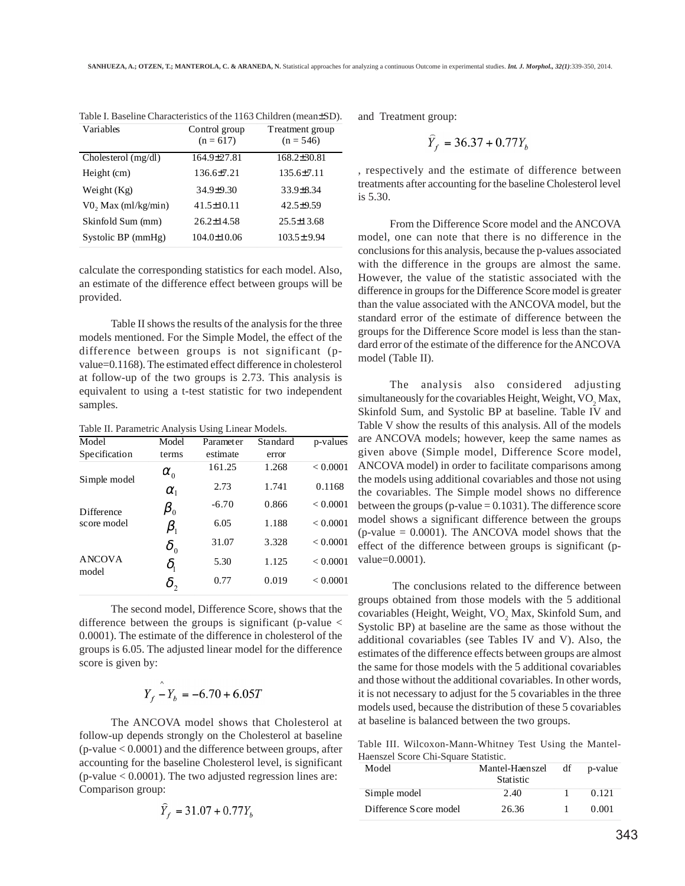Table I. Baseline Characteristics of the 1163 Children (mean±SD).

| Variables | Control group (n = 617) | Treatment group (n = 546) |
|---|---|---|
| Cholesterol (mg/dl) | 164.9±27.81 | 168.2±30.81 |
| Height (cm) | 136.6±7.21 | 135.6±7.11 |
| Weight (Kg) | 34.9±9.30 | 33.9±8.34 |
| $V0_2$ Max (ml/kg/min) | 41.5±10.11 | 42.5±9.59 |
| Skinfold Sum (mm) | 26.2±14.58 | 25.5±13.68 |
| Systolic BP (mmHg) | 104.0±10.06 | 103.5± 9.94 |

calculate the corresponding statistics for each model. Also, an estimate of the difference effect between groups will be provided.

Table II shows the results of the analysis for the three models mentioned. For the Simple Model, the effect of the difference between groups is not significant (p-value=0.1168). The estimated effect difference in cholesterol at follow-up of the two groups is 2.73. This analysis is equivalent to using a t-test statistic for two independent samples.

Table II. Parametric Analysis Using Linear Models.

| Model Specification | Model terms | Parameter estimate | Standard error | p-values |
|---|---|---|---|---|
| Simple model | $\alpha_0$ | 161.25 | 1.268 | < 0.0001 |
| | $\alpha_1$ | 2.73 | 1.741 | 0.1168 |
| Difference score model | $\beta_0$ | -6.70 | 0.866 | < 0.0001 |
| | $\beta_1$ | 6.05 | 1.188 | < 0.0001 |
| ANCOVA model | $\delta_0$ | 31.07 | 3.328 | < 0.0001 |
| | $\delta_1$ | 5.30 | 1.125 | < 0.0001 |
| | $\delta_2$ | 0.77 | 0.019 | < 0.0001 |

The second model, Difference Score, shows that the difference between the groups is significant (p-value < 0.0001). The estimate of the difference in cholesterol of the groups is 6.05. The adjusted linear model for the difference score is given by:

$$\widehat{Y_f - Y_b} = -6.70 + 6.05T$$

The ANCOVA model shows that Cholesterol at follow-up depends strongly on the Cholesterol at baseline (p-value < 0.0001) and the difference between groups, after accounting for the baseline Cholesterol level, is significant (p-value < 0.0001). The two adjusted regression lines are: Comparison group:

$$\widehat{Y}_f = 31.07 + 0.77Y_b$$

and Treatment group:

$$\widehat{Y}_f = 36.37 + 0.77Y_b$$

, respectively and the estimate of difference between treatments after accounting for the baseline Cholesterol level is 5.30.

From the Difference Score model and the ANCOVA model, one can note that there is no difference in the conclusions for this analysis, because the p-values associated with the difference in the groups are almost the same. However, the value of the statistic associated with the difference in groups for the Difference Score model is greater than the value associated with the ANCOVA model, but the standard error of the estimate of difference between the groups for the Difference Score model is less than the standard error of the estimate of the difference for the ANCOVA model (Table II).

The analysis also considered adjusting simultaneously for the covariables Height, Weight, $VO_2$ Max, Skinfold Sum, and Systolic BP at baseline. Table IV and Table V show the results of this analysis. All of the models are ANCOVA models; however, keep the same names as given above (Simple model, Difference Score model, ANCOVA model) in order to facilitate comparisons among the models using additional covariables and those not using the covariables. The Simple model shows no difference between the groups (p-value = 0.1031). The difference score model shows a significant difference between the groups (p-value = 0.0001). The ANCOVA model shows that the effect of the difference between groups is significant (p-value=0.0001).

The conclusions related to the difference between groups obtained from those models with the 5 additional covariables (Height, Weight, $VO_2$ Max, Skinfold Sum, and Systolic BP) at baseline are the same as those without the additional covariables (see Tables IV and V). Also, the estimates of the difference effects between groups are almost the same for those models with the 5 additional covariables and those without the additional covariables. In other words, it is not necessary to adjust for the 5 covariables in the three models used, because the distribution of these 5 covariables at baseline is balanced between the two groups.

Table III. Wilcoxon-Mann-Whitney Test Using the Mantel-Haenszel Score Chi-Square Statistic.

| Model | Mantel-Hænszel Statistic | df | p-value |
|---|---|---|---|
| Simple model | 2.40 | 1 | 0.121 |
| Difference Score model | 26.36 | 1 | 0.001 |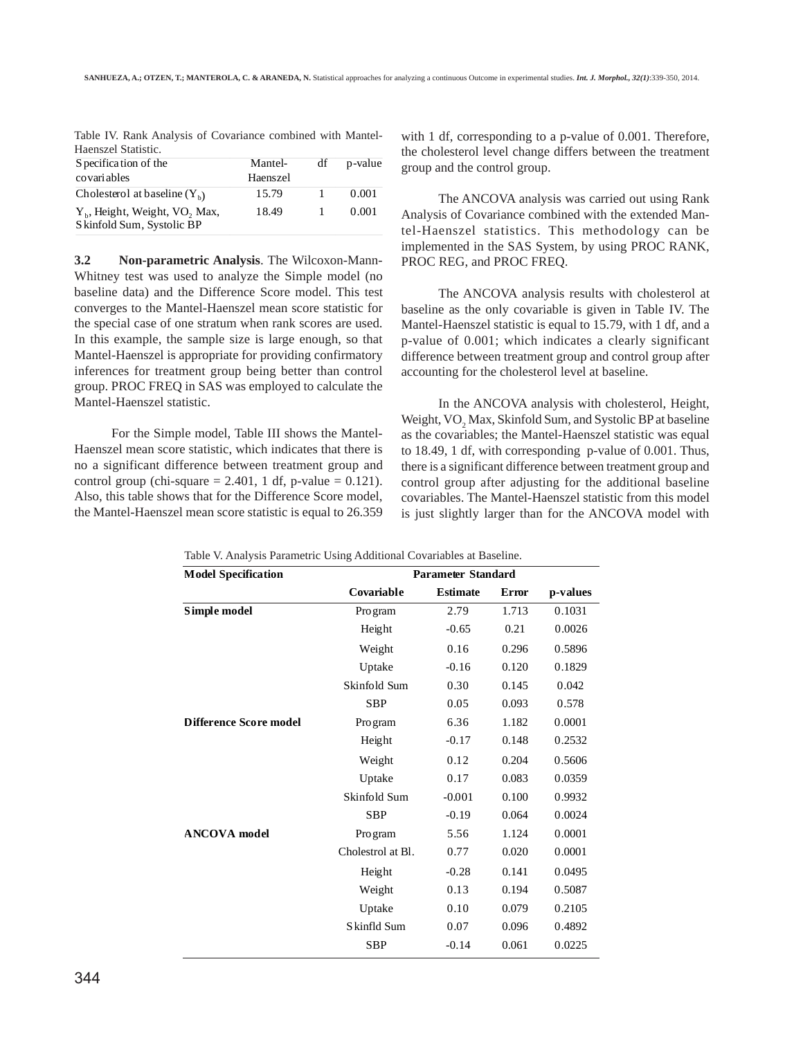Table IV. Rank Analysis of Covariance combined with Mantel-Haenszel Statistic.

| Specification of the covariables | Mantel-Haenszel | df | p-value |
|---|---|---|---|
| Cholesterol at baseline ($Y_b$) | 15.79 | 1 | 0.001 |
| $Y_b$, Height, Weight, $VO_2$ Max, Skinfold Sum, Systolic BP | 18.49 | 1 | 0.001 |

**3.2 Non-parametric Analysis**. The Wilcoxon-Mann-Whitney test was used to analyze the Simple model (no baseline data) and the Difference Score model. This test converges to the Mantel-Haenszel mean score statistic for the special case of one stratum when rank scores are used. In this example, the sample size is large enough, so that Mantel-Haenszel is appropriate for providing confirmatory inferences for treatment group being better than control group. PROC FREQ in SAS was employed to calculate the Mantel-Haenszel statistic.

For the Simple model, Table III shows the Mantel-Haenszel mean score statistic, which indicates that there is no a significant difference between treatment group and control group (chi-square = 2.401, 1 df, p-value = 0.121). Also, this table shows that for the Difference Score model, the Mantel-Haenszel mean score statistic is equal to 26.359 with 1 df, corresponding to a p-value of 0.001. Therefore, the cholesterol level change differs between the treatment group and the control group.

The ANCOVA analysis was carried out using Rank Analysis of Covariance combined with the extended Mantel-Haenszel statistics. This methodology can be implemented in the SAS System, by using PROC RANK, PROC REG, and PROC FREQ.

The ANCOVA analysis results with cholesterol at baseline as the only covariable is given in Table IV. The Mantel-Haenszel statistic is equal to 15.79, with 1 df, and a p-value of 0.001; which indicates a clearly significant difference between treatment group and control group after accounting for the cholesterol level at baseline.

In the ANCOVA analysis with cholesterol, Height, Weight, $VO_2$ Max, Skinfold Sum, and Systolic BP at baseline as the covariables; the Mantel-Haenszel statistic was equal to 18.49, 1 df, with corresponding p-value of 0.001. Thus, there is a significant difference between treatment group and control group after adjusting for the additional baseline covariables. The Mantel-Haenszel statistic from this model is just slightly larger than for the ANCOVA model with

Table V. Analysis Parametric Using Additional Covariables at Baseline.

| Model Specification | Covariable | Parameter Estimate | Standard Error | p-values |
|---|---|---|---|---|
| **Simple model** | Program | 2.79 | 1.713 | 0.1031 |
| | Height | -0.65 | 0.21 | 0.0026 |
| | Weight | 0.16 | 0.296 | 0.5896 |
| | Uptake | -0.16 | 0.120 | 0.1829 |
| | Skinfold Sum | 0.30 | 0.145 | 0.042 |
| | SBP | 0.05 | 0.093 | 0.578 |
| **Difference Score model** | Program | 6.36 | 1.182 | 0.0001 |
| | Height | -0.17 | 0.148 | 0.2532 |
| | Weight | 0.12 | 0.204 | 0.5606 |
| | Uptake | 0.17 | 0.083 | 0.0359 |
| | Skinfold Sum | -0.001 | 0.100 | 0.9932 |
| | SBP | -0.19 | 0.064 | 0.0024 |
| **ANCOVA model** | Program | 5.56 | 1.124 | 0.0001 |
| | Cholestrol at Bl. | 0.77 | 0.020 | 0.0001 |
| | Height | -0.28 | 0.141 | 0.0495 |
| | Weight | 0.13 | 0.194 | 0.5087 |
| | Uptake | 0.10 | 0.079 | 0.2105 |
| | Skinfld Sum | 0.07 | 0.096 | 0.4892 |
| | SBP | -0.14 | 0.061 | 0.0225 |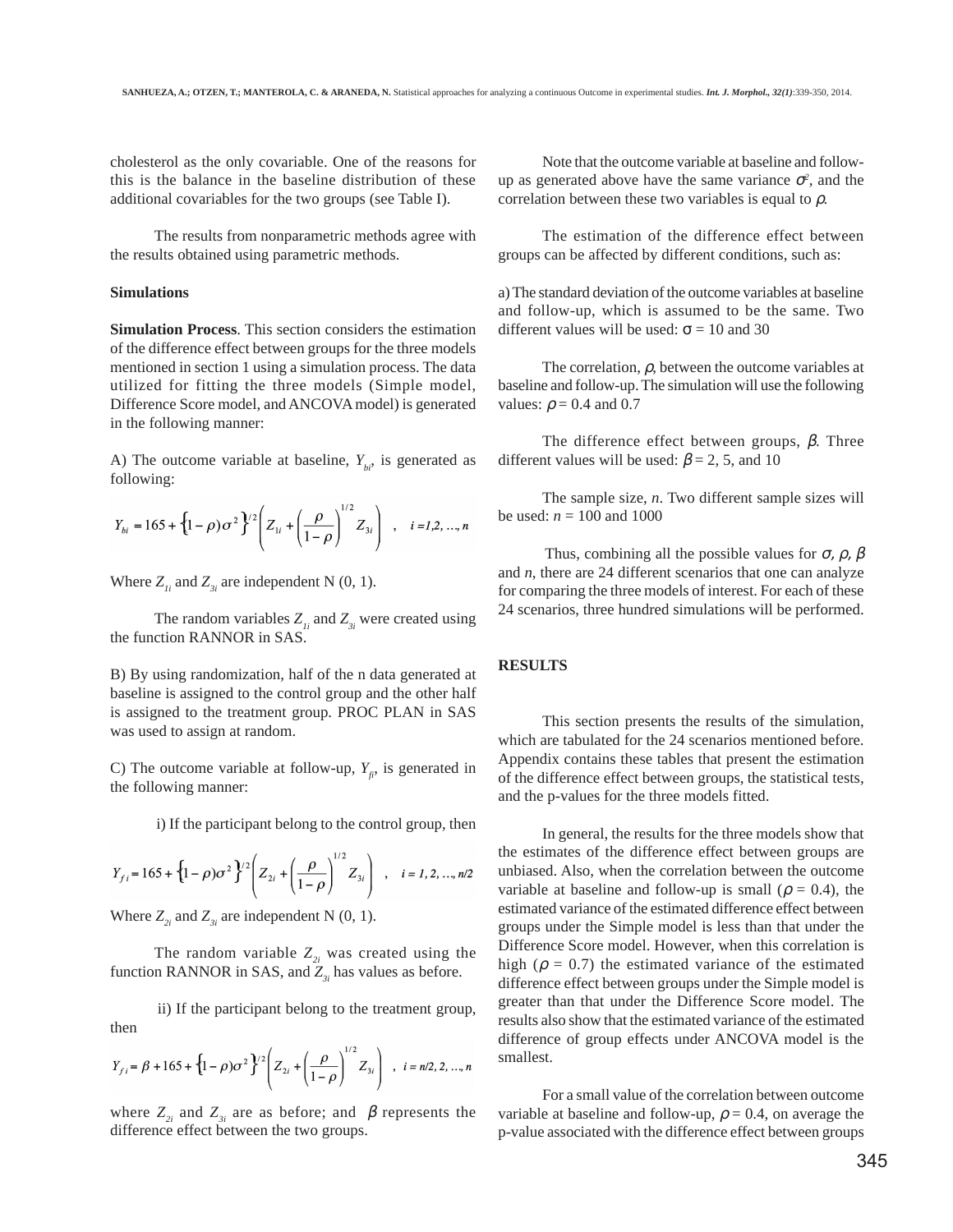cholesterol as the only covariable. One of the reasons for this is the balance in the baseline distribution of these additional covariables for the two groups (see Table I).

The results from nonparametric methods agree with the results obtained using parametric methods.

**Simulations**

**Simulation Process**. This section considers the estimation of the difference effect between groups for the three models mentioned in section 1 using a simulation process. The data utilized for fitting the three models (Simple model, Difference Score model, and ANCOVA model) is generated in the following manner:

A) The outcome variable at baseline, $Y_{bi}$, is generated as following:

$$Y_{bi} = 165 + \left\{(1-\rho)\sigma^2\right\}^{1/2}\left(Z_{1i} + \left(\frac{\rho}{1-\rho}\right)^{1/2} Z_{3i}\right) \quad , \quad i = 1, 2, \ldots, n$$

Where $Z_{1i}$ and $Z_{3i}$ are independent N (0, 1).

The random variables $Z_{1i}$ and $Z_{3i}$ were created using the function RANNOR in SAS.

B) By using randomization, half of the n data generated at baseline is assigned to the control group and the other half is assigned to the treatment group. PROC PLAN in SAS was used to assign at random.

C) The outcome variable at follow-up, $Y_{fi}$, is generated in the following manner:

i) If the participant belong to the control group, then

$$Y_{fi} = 165 + \left\{(1-\rho)\sigma^2\right\}^{1/2}\left(Z_{2i} + \left(\frac{\rho}{1-\rho}\right)^{1/2} Z_{3i}\right) \quad , \quad i = 1, 2, \ldots, n/2$$

Where $Z_{2i}$ and $Z_{3i}$ are independent N (0, 1).

The random variable $Z_{2i}$ was created using the function RANNOR in SAS, and $Z_{3i}$ has values as before.

ii) If the participant belong to the treatment group, then

$$Y_{fi} = \beta + 165 + \left\{(1-\rho)\sigma^2\right\}^{1/2}\left(Z_{2i} + \left(\frac{\rho}{1-\rho}\right)^{1/2} Z_{3i}\right) \quad , \quad i = n/2, 2, \ldots, n$$

where $Z_{2i}$ and $Z_{3i}$ are as before; and $\beta$ represents the difference effect between the two groups.

Note that the outcome variable at baseline and follow-up as generated above have the same variance $\sigma^2$, and the correlation between these two variables is equal to $\rho$.

The estimation of the difference effect between groups can be affected by different conditions, such as:

a) The standard deviation of the outcome variables at baseline and follow-up, which is assumed to be the same. Two different values will be used: $\sigma$ = 10 and 30

The correlation, $\rho$, between the outcome variables at baseline and follow-up. The simulation will use the following values: $\rho$ = 0.4 and 0.7

The difference effect between groups, $\beta$. Three different values will be used: $\beta$ = 2, 5, and 10

The sample size, $n$. Two different sample sizes will be used: $n$ = 100 and 1000

Thus, combining all the possible values for $\sigma$, $\rho$, $\beta$ and $n$, there are 24 different scenarios that one can analyze for comparing the three models of interest. For each of these 24 scenarios, three hundred simulations will be performed.

## RESULTS

This section presents the results of the simulation, which are tabulated for the 24 scenarios mentioned before. Appendix contains these tables that present the estimation of the difference effect between groups, the statistical tests, and the p-values for the three models fitted.

In general, the results for the three models show that the estimates of the difference effect between groups are unbiased. Also, when the correlation between the outcome variable at baseline and follow-up is small ($\rho$ = 0.4), the estimated variance of the estimated difference effect between groups under the Simple model is less than that under the Difference Score model. However, when this correlation is high ($\rho$ = 0.7) the estimated variance of the estimated difference effect between groups under the Simple model is greater than that under the Difference Score model. The results also show that the estimated variance of the estimated difference of group effects under ANCOVA model is the smallest.

For a small value of the correlation between outcome variable at baseline and follow-up, $\rho$ = 0.4, on average the p-value associated with the difference effect between groups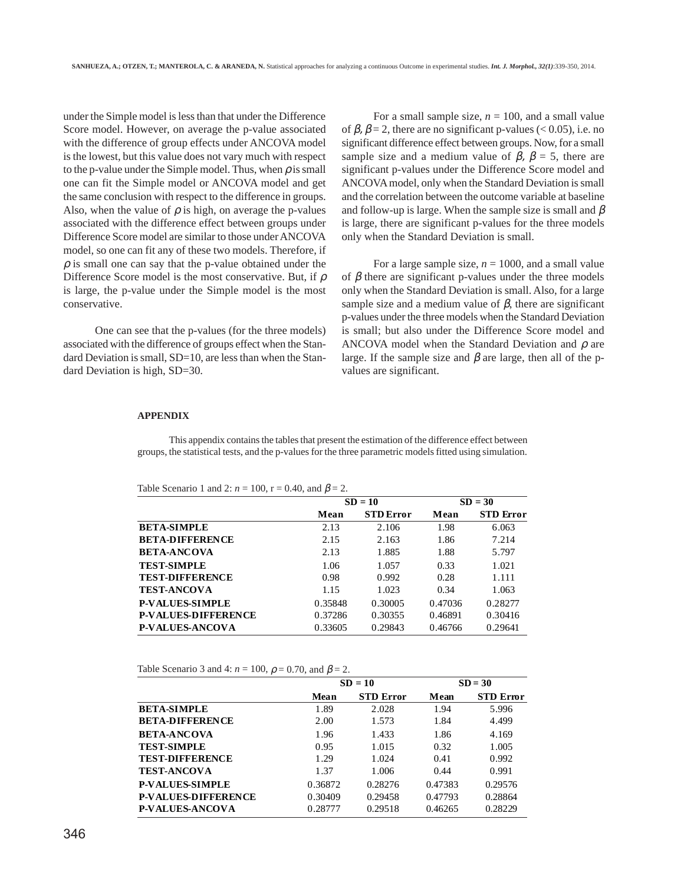under the Simple model is less than that under the Difference Score model. However, on average the p-value associated with the difference of group effects under ANCOVA model is the lowest, but this value does not vary much with respect to the p-value under the Simple model. Thus, when $\rho$ is small one can fit the Simple model or ANCOVA model and get the same conclusion with respect to the difference in groups. Also, when the value of $\rho$ is high, on average the p-values associated with the difference effect between groups under Difference Score model are similar to those under ANCOVA model, so one can fit any of these two models. Therefore, if $\rho$ is small one can say that the p-value obtained under the Difference Score model is the most conservative. But, if $\rho$ is large, the p-value under the Simple model is the most conservative.

One can see that the p-values (for the three models) associated with the difference of groups effect when the Standard Deviation is small, SD=10, are less than when the Standard Deviation is high, SD=30.

For a small sample size, $n = 100$, and a small value of $\beta$, $\beta = 2$, there are no significant p-values ($< 0.05$), i.e. no significant difference effect between groups. Now, for a small sample size and a medium value of $\beta$, $\beta = 5$, there are significant p-values under the Difference Score model and ANCOVA model, only when the Standard Deviation is small and the correlation between the outcome variable at baseline and follow-up is large. When the sample size is small and $\beta$ is large, there are significant p-values for the three models only when the Standard Deviation is small.

For a large sample size, $n = 1000$, and a small value of $\beta$ there are significant p-values under the three models only when the Standard Deviation is small. Also, for a large sample size and a medium value of $\beta$, there are significant p-values under the three models when the Standard Deviation is small; but also under the Difference Score model and ANCOVA model when the Standard Deviation and $\rho$ are large. If the sample size and $\beta$ are large, then all of the p-values are significant.

## APPENDIX

This appendix contains the tables that present the estimation of the difference effect between groups, the statistical tests, and the p-values for the three parametric models fitted using simulation.

Table Scenario 1 and 2: $n = 100$, r = 0.40, and $\beta = 2$.

| | SD = 10 | | SD = 30 | |
|---|---|---|---|---|
| | **Mean** | **STD Error** | **Mean** | **STD Error** |
| **BETA-SIMPLE** | 2.13 | 2.106 | 1.98 | 6.063 |
| **BETA-DIFFERENCE** | 2.15 | 2.163 | 1.86 | 7.214 |
| **BETA-ANCOVA** | 2.13 | 1.885 | 1.88 | 5.797 |
| **TEST-SIMPLE** | 1.06 | 1.057 | 0.33 | 1.021 |
| **TEST-DIFFERENCE** | 0.98 | 0.992 | 0.28 | 1.111 |
| **TEST-ANCOVA** | 1.15 | 1.023 | 0.34 | 1.063 |
| **P-VALUES-SIMPLE** | 0.35848 | 0.30005 | 0.47036 | 0.28277 |
| **P-VALUES-DIFFERENCE** | 0.37286 | 0.30355 | 0.46891 | 0.30416 |
| **P-VALUES-ANCOVA** | 0.33605 | 0.29843 | 0.46766 | 0.29641 |

Table Scenario 3 and 4: $n = 100$, $\rho = 0.70$, and $\beta = 2$.

| | SD = 10 | | SD = 30 | |
|---|---|---|---|---|
| | **Mean** | **STD Error** | **Mean** | **STD Error** |
| **BETA-SIMPLE** | 1.89 | 2.028 | 1.94 | 5.996 |
| **BETA-DIFFERENCE** | 2.00 | 1.573 | 1.84 | 4.499 |
| **BETA-ANCOVA** | 1.96 | 1.433 | 1.86 | 4.169 |
| **TEST-SIMPLE** | 0.95 | 1.015 | 0.32 | 1.005 |
| **TEST-DIFFERENCE** | 1.29 | 1.024 | 0.41 | 0.992 |
| **TEST-ANCOVA** | 1.37 | 1.006 | 0.44 | 0.991 |
| **P-VALUES-SIMPLE** | 0.36872 | 0.28276 | 0.47383 | 0.29576 |
| **P-VALUES-DIFFERENCE** | 0.30409 | 0.29458 | 0.47793 | 0.28864 |
| **P-VALUES-ANCOVA** | 0.28777 | 0.29518 | 0.46265 | 0.28229 |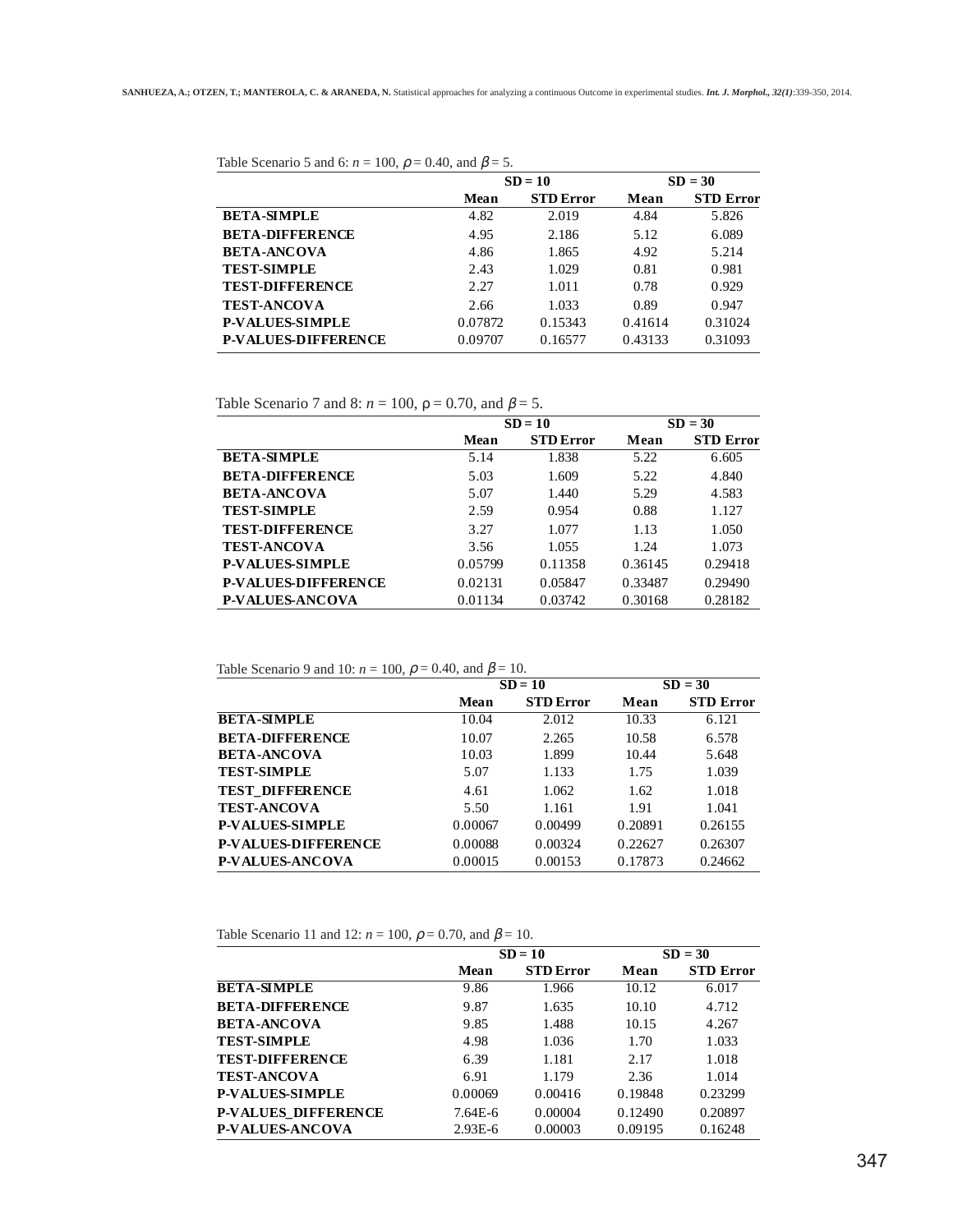Table Scenario 5 and 6: $n$ = 100, $\rho$ = 0.40, and $\beta$ = 5.

| | SD = 10 | | SD = 30 | |
|---|---|---|---|---|
| | **Mean** | **STD Error** | **Mean** | **STD Error** |
| **BETA-SIMPLE** | 4.82 | 2.019 | 4.84 | 5.826 |
| **BETA-DIFFERENCE** | 4.95 | 2.186 | 5.12 | 6.089 |
| **BETA-ANCOVA** | 4.86 | 1.865 | 4.92 | 5.214 |
| **TEST-SIMPLE** | 2.43 | 1.029 | 0.81 | 0.981 |
| **TEST-DIFFERENCE** | 2.27 | 1.011 | 0.78 | 0.929 |
| **TEST-ANCOVA** | 2.66 | 1.033 | 0.89 | 0.947 |
| **P-VALUES-SIMPLE** | 0.07872 | 0.15343 | 0.41614 | 0.31024 |
| **P-VALUES-DIFFERENCE** | 0.09707 | 0.16577 | 0.43133 | 0.31093 |

Table Scenario 7 and 8: $n$ = 100, $\rho$ = 0.70, and $\beta$ = 5.

| | SD = 10 | | SD = 30 | |
|---|---|---|---|---|
| | **Mean** | **STD Error** | **Mean** | **STD Error** |
| **BETA-SIMPLE** | 5.14 | 1.838 | 5.22 | 6.605 |
| **BETA-DIFFERENCE** | 5.03 | 1.609 | 5.22 | 4.840 |
| **BETA-ANCOVA** | 5.07 | 1.440 | 5.29 | 4.583 |
| **TEST-SIMPLE** | 2.59 | 0.954 | 0.88 | 1.127 |
| **TEST-DIFFERENCE** | 3.27 | 1.077 | 1.13 | 1.050 |
| **TEST-ANCOVA** | 3.56 | 1.055 | 1.24 | 1.073 |
| **P-VALUES-SIMPLE** | 0.05799 | 0.11358 | 0.36145 | 0.29418 |
| **P-VALUES-DIFFERENCE** | 0.02131 | 0.05847 | 0.33487 | 0.29490 |
| **P-VALUES-ANCOVA** | 0.01134 | 0.03742 | 0.30168 | 0.28182 |

Table Scenario 9 and 10: $n$ = 100, $\rho$ = 0.40, and $\beta$ = 10.

| | SD = 10 | | SD = 30 | |
|---|---|---|---|---|
| | **Mean** | **STD Error** | **Mean** | **STD Error** |
| **BETA-SIMPLE** | 10.04 | 2.012 | 10.33 | 6.121 |
| **BETA-DIFFERENCE** | 10.07 | 2.265 | 10.58 | 6.578 |
| **BETA-ANCOVA** | 10.03 | 1.899 | 10.44 | 5.648 |
| **TEST-SIMPLE** | 5.07 | 1.133 | 1.75 | 1.039 |
| **TEST_DIFFERENCE** | 4.61 | 1.062 | 1.62 | 1.018 |
| **TEST-ANCOVA** | 5.50 | 1.161 | 1.91 | 1.041 |
| **P-VALUES-SIMPLE** | 0.00067 | 0.00499 | 0.20891 | 0.26155 |
| **P-VALUES-DIFFERENCE** | 0.00088 | 0.00324 | 0.22627 | 0.26307 |
| **P-VALUES-ANCOVA** | 0.00015 | 0.00153 | 0.17873 | 0.24662 |

Table Scenario 11 and 12: $n$ = 100, $\rho$ = 0.70, and $\beta$ = 10.

| | SD = 10 | | SD = 30 | |
|---|---|---|---|---|
| | **Mean** | **STD Error** | **Mean** | **STD Error** |
| **BETA-SIMPLE** | 9.86 | 1.966 | 10.12 | 6.017 |
| **BETA-DIFFERENCE** | 9.87 | 1.635 | 10.10 | 4.712 |
| **BETA-ANCOVA** | 9.85 | 1.488 | 10.15 | 4.267 |
| **TEST-SIMPLE** | 4.98 | 1.036 | 1.70 | 1.033 |
| **TEST-DIFFERENCE** | 6.39 | 1.181 | 2.17 | 1.018 |
| **TEST-ANCOVA** | 6.91 | 1.179 | 2.36 | 1.014 |
| **P-VALUES-SIMPLE** | 0.00069 | 0.00416 | 0.19848 | 0.23299 |
| **P-VALUES_DIFFERENCE** | 7.64E-6 | 0.00004 | 0.12490 | 0.20897 |
| **P-VALUES-ANCOVA** | 2.93E-6 | 0.00003 | 0.09195 | 0.16248 |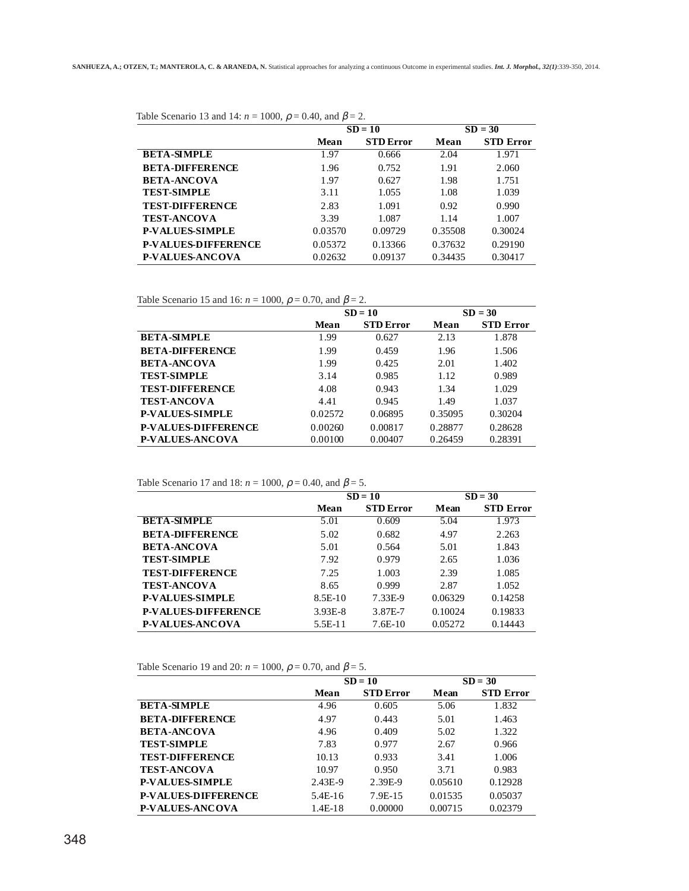Table Scenario 13 and 14: $n = 1000$, $\rho = 0.40$, and $\beta = 2$.

| | SD = 10 | | SD = 30 | |
|---|---|---|---|---|
| | **Mean** | **STD Error** | **Mean** | **STD Error** |
| **BETA-SIMPLE** | 1.97 | 0.666 | 2.04 | 1.971 |
| **BETA-DIFFERENCE** | 1.96 | 0.752 | 1.91 | 2.060 |
| **BETA-ANCOVA** | 1.97 | 0.627 | 1.98 | 1.751 |
| **TEST-SIMPLE** | 3.11 | 1.055 | 1.08 | 1.039 |
| **TEST-DIFFERENCE** | 2.83 | 1.091 | 0.92 | 0.990 |
| **TEST-ANCOVA** | 3.39 | 1.087 | 1.14 | 1.007 |
| **P-VALUES-SIMPLE** | 0.03570 | 0.09729 | 0.35508 | 0.30024 |
| **P-VALUES-DIFFERENCE** | 0.05372 | 0.13366 | 0.37632 | 0.29190 |
| **P-VALUES-ANCOVA** | 0.02632 | 0.09137 | 0.34435 | 0.30417 |

Table Scenario 15 and 16: $n = 1000$, $\rho = 0.70$, and $\beta = 2$.

| | SD = 10 | | SD = 30 | |
|---|---|---|---|---|
| | **Mean** | **STD Error** | **Mean** | **STD Error** |
| **BETA-SIMPLE** | 1.99 | 0.627 | 2.13 | 1.878 |
| **BETA-DIFFERENCE** | 1.99 | 0.459 | 1.96 | 1.506 |
| **BETA-ANCOVA** | 1.99 | 0.425 | 2.01 | 1.402 |
| **TEST-SIMPLE** | 3.14 | 0.985 | 1.12 | 0.989 |
| **TEST-DIFFERENCE** | 4.08 | 0.943 | 1.34 | 1.029 |
| **TEST-ANCOVA** | 4.41 | 0.945 | 1.49 | 1.037 |
| **P-VALUES-SIMPLE** | 0.02572 | 0.06895 | 0.35095 | 0.30204 |
| **P-VALUES-DIFFERENCE** | 0.00260 | 0.00817 | 0.28877 | 0.28628 |
| **P-VALUES-ANCOVA** | 0.00100 | 0.00407 | 0.26459 | 0.28391 |

Table Scenario 17 and 18: $n = 1000$, $\rho = 0.40$, and $\beta = 5$.

| | SD = 10 | | SD = 30 | |
|---|---|---|---|---|
| | **Mean** | **STD Error** | **Mean** | **STD Error** |
| **BETA-SIMPLE** | 5.01 | 0.609 | 5.04 | 1.973 |
| **BETA-DIFFERENCE** | 5.02 | 0.682 | 4.97 | 2.263 |
| **BETA-ANCOVA** | 5.01 | 0.564 | 5.01 | 1.843 |
| **TEST-SIMPLE** | 7.92 | 0.979 | 2.65 | 1.036 |
| **TEST-DIFFERENCE** | 7.25 | 1.003 | 2.39 | 1.085 |
| **TEST-ANCOVA** | 8.65 | 0.999 | 2.87 | 1.052 |
| **P-VALUES-SIMPLE** | 8.5E-10 | 7.33E-9 | 0.06329 | 0.14258 |
| **P-VALUES-DIFFERENCE** | 3.93E-8 | 3.87E-7 | 0.10024 | 0.19833 |
| **P-VALUES-ANCOVA** | 5.5E-11 | 7.6E-10 | 0.05272 | 0.14443 |

Table Scenario 19 and 20: $n = 1000$, $\rho = 0.70$, and $\beta = 5$.

| | SD = 10 | | SD = 30 | |
|---|---|---|---|---|
| | **Mean** | **STD Error** | **Mean** | **STD Error** |
| **BETA-SIMPLE** | 4.96 | 0.605 | 5.06 | 1.832 |
| **BETA-DIFFERENCE** | 4.97 | 0.443 | 5.01 | 1.463 |
| **BETA-ANCOVA** | 4.96 | 0.409 | 5.02 | 1.322 |
| **TEST-SIMPLE** | 7.83 | 0.977 | 2.67 | 0.966 |
| **TEST-DIFFERENCE** | 10.13 | 0.933 | 3.41 | 1.006 |
| **TEST-ANCOVA** | 10.97 | 0.950 | 3.71 | 0.983 |
| **P-VALUES-SIMPLE** | 2.43E-9 | 2.39E-9 | 0.05610 | 0.12928 |
| **P-VALUES-DIFFERENCE** | 5.4E-16 | 7.9E-15 | 0.01535 | 0.05037 |
| **P-VALUES-ANCOVA** | 1.4E-18 | 0.00000 | 0.00715 | 0.02379 |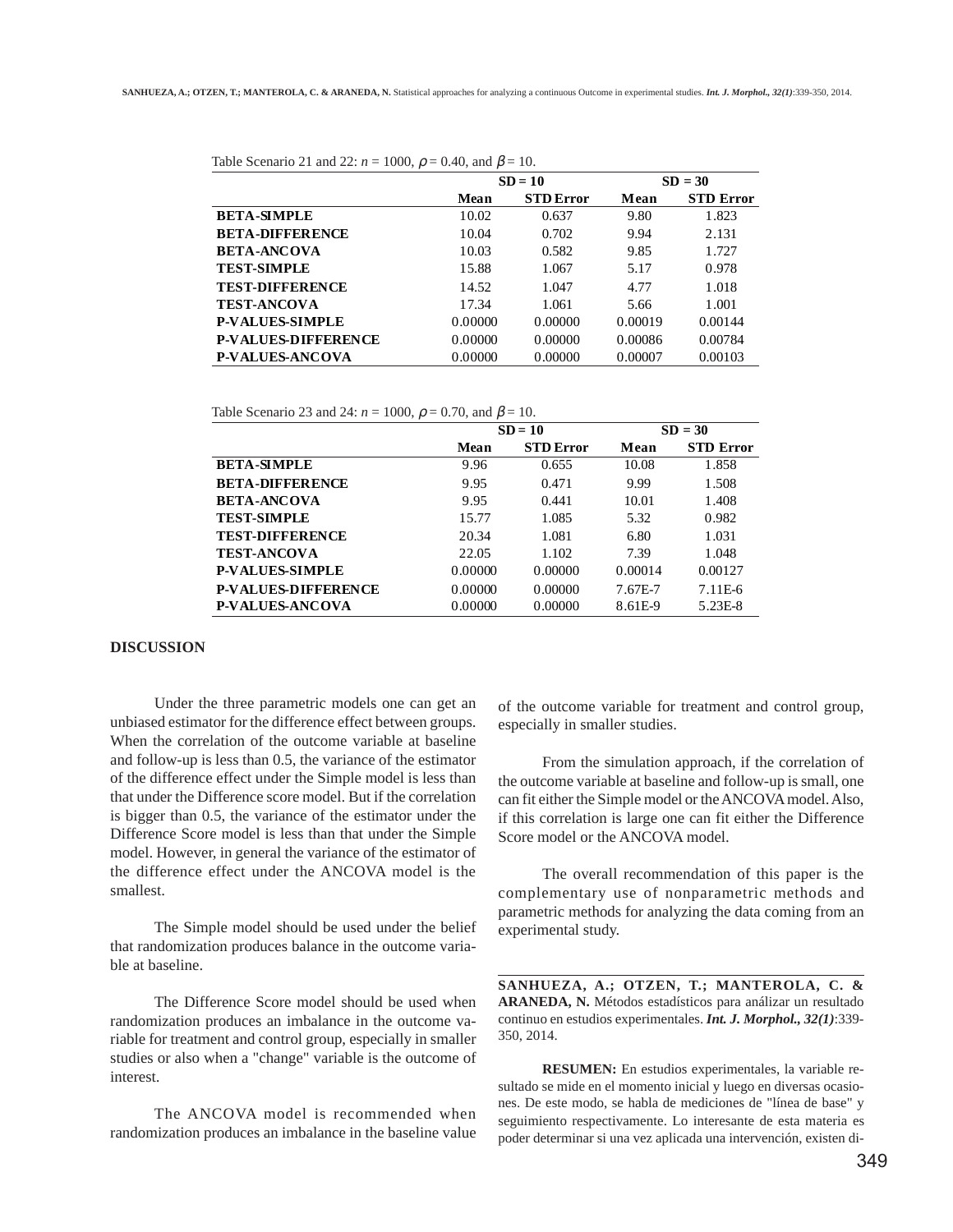Table Scenario 21 and 22: $n$ = 1000, $\rho$ = 0.40, and $\beta$ = 10.

| | SD = 10 | | SD = 30 | |
|---|---|---|---|---|
| | **Mean** | **STD Error** | **Mean** | **STD Error** |
| **BETA-SIMPLE** | 10.02 | 0.637 | 9.80 | 1.823 |
| **BETA-DIFFERENCE** | 10.04 | 0.702 | 9.94 | 2.131 |
| **BETA-ANCOVA** | 10.03 | 0.582 | 9.85 | 1.727 |
| **TEST-SIMPLE** | 15.88 | 1.067 | 5.17 | 0.978 |
| **TEST-DIFFERENCE** | 14.52 | 1.047 | 4.77 | 1.018 |
| **TEST-ANCOVA** | 17.34 | 1.061 | 5.66 | 1.001 |
| **P-VALUES-SIMPLE** | 0.00000 | 0.00000 | 0.00019 | 0.00144 |
| **P-VALUES-DIFFERENCE** | 0.00000 | 0.00000 | 0.00086 | 0.00784 |
| **P-VALUES-ANCOVA** | 0.00000 | 0.00000 | 0.00007 | 0.00103 |

Table Scenario 23 and 24: $n$ = 1000, $\rho$ = 0.70, and $\beta$ = 10.

| | SD = 10 | | SD = 30 | |
|---|---|---|---|---|
| | **Mean** | **STD Error** | **Mean** | **STD Error** |
| **BETA-SIMPLE** | 9.96 | 0.655 | 10.08 | 1.858 |
| **BETA-DIFFERENCE** | 9.95 | 0.471 | 9.99 | 1.508 |
| **BETA-ANCOVA** | 9.95 | 0.441 | 10.01 | 1.408 |
| **TEST-SIMPLE** | 15.77 | 1.085 | 5.32 | 0.982 |
| **TEST-DIFFERENCE** | 20.34 | 1.081 | 6.80 | 1.031 |
| **TEST-ANCOVA** | 22.05 | 1.102 | 7.39 | 1.048 |
| **P-VALUES-SIMPLE** | 0.00000 | 0.00000 | 0.00014 | 0.00127 |
| **P-VALUES-DIFFERENCE** | 0.00000 | 0.00000 | 7.67E-7 | 7.11E-6 |
| **P-VALUES-ANCOVA** | 0.00000 | 0.00000 | 8.61E-9 | 5.23E-8 |

## DISCUSSION

Under the three parametric models one can get an unbiased estimator for the difference effect between groups. When the correlation of the outcome variable at baseline and follow-up is less than 0.5, the variance of the estimator of the difference effect under the Simple model is less than that under the Difference score model. But if the correlation is bigger than 0.5, the variance of the estimator under the Difference Score model is less than that under the Simple model. However, in general the variance of the estimator of the difference effect under the ANCOVA model is the smallest.

The Simple model should be used under the belief that randomization produces balance in the outcome variable at baseline.

The Difference Score model should be used when randomization produces an imbalance in the outcome variable for treatment and control group, especially in smaller studies or also when a "change" variable is the outcome of interest.

The ANCOVA model is recommended when randomization produces an imbalance in the baseline value of the outcome variable for treatment and control group, especially in smaller studies.

From the simulation approach, if the correlation of the outcome variable at baseline and follow-up is small, one can fit either the Simple model or the ANCOVA model. Also, if this correlation is large one can fit either the Difference Score model or the ANCOVA model.

The overall recommendation of this paper is the complementary use of nonparametric methods and parametric methods for analyzing the data coming from an experimental study.

---

**SANHUEZA, A.; OTZEN, T.; MANTEROLA, C. & ARANEDA, N.** Métodos estadísticos para análizar un resultado continuo en estudios experimentales. ***Int. J. Morphol., 32(1)***:339-350, 2014.

**RESUMEN:** En estudios experimentales, la variable resultado se mide en el momento inicial y luego en diversas ocasiones. De este modo, se habla de mediciones de "línea de base" y seguimiento respectivamente. Lo interesante de esta materia es poder determinar si una vez aplicada una intervención, existen di-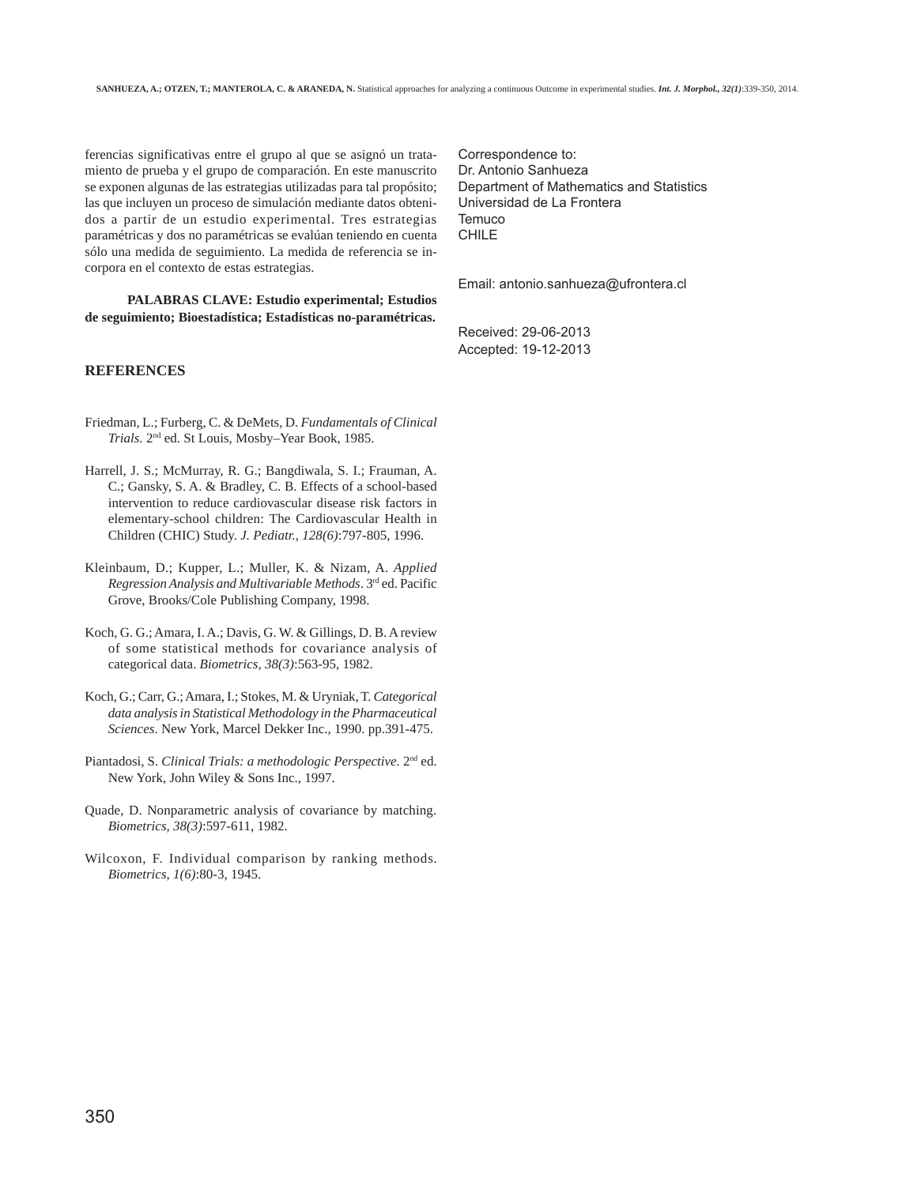ferencias significativas entre el grupo al que se asignó un tratamiento de prueba y el grupo de comparación. En este manuscrito se exponen algunas de las estrategias utilizadas para tal propósito; las que incluyen un proceso de simulación mediante datos obtenidos a partir de un estudio experimental. Tres estrategias paramétricas y dos no paramétricas se evalúan teniendo en cuenta sólo una medida de seguimiento. La medida de referencia se incorpora en el contexto de estas estrategias.

**PALABRAS CLAVE: Estudio experimental; Estudios de seguimiento; Bioestadística; Estadísticas no-paramétricas.**

## REFERENCES

Friedman, L.; Furberg, C. & DeMets, D. *Fundamentals of Clinical Trials*. 2nd ed. St Louis, Mosby–Year Book, 1985.

Harrell, J. S.; McMurray, R. G.; Bangdiwala, S. I.; Frauman, A. C.; Gansky, S. A. & Bradley, C. B. Effects of a school-based intervention to reduce cardiovascular disease risk factors in elementary-school children: The Cardiovascular Health in Children (CHIC) Study. *J. Pediatr., 128(6)*:797-805, 1996.

Kleinbaum, D.; Kupper, L.; Muller, K. & Nizam, A. *Applied Regression Analysis and Multivariable Methods*. 3rd ed. Pacific Grove, Brooks/Cole Publishing Company, 1998.

Koch, G. G.; Amara, I. A.; Davis, G. W. & Gillings, D. B. A review of some statistical methods for covariance analysis of categorical data. *Biometrics, 38(3)*:563-95, 1982.

Koch, G.; Carr, G.; Amara, I.; Stokes, M. & Uryniak, T. *Categorical data analysis in Statistical Methodology in the Pharmaceutical Sciences*. New York, Marcel Dekker Inc., 1990. pp.391-475.

Piantadosi, S. *Clinical Trials: a methodologic Perspective*. 2nd ed. New York, John Wiley & Sons Inc., 1997.

Quade, D. Nonparametric analysis of covariance by matching. *Biometrics, 38(3)*:597-611, 1982.

Wilcoxon, F. Individual comparison by ranking methods. *Biometrics, 1(6)*:80-3, 1945.

Correspondence to:
Dr. Antonio Sanhueza
Department of Mathematics and Statistics
Universidad de La Frontera
Temuco
CHILE

Email: antonio.sanhueza@ufrontera.cl

Received: 29-06-2013
Accepted: 19-12-2013